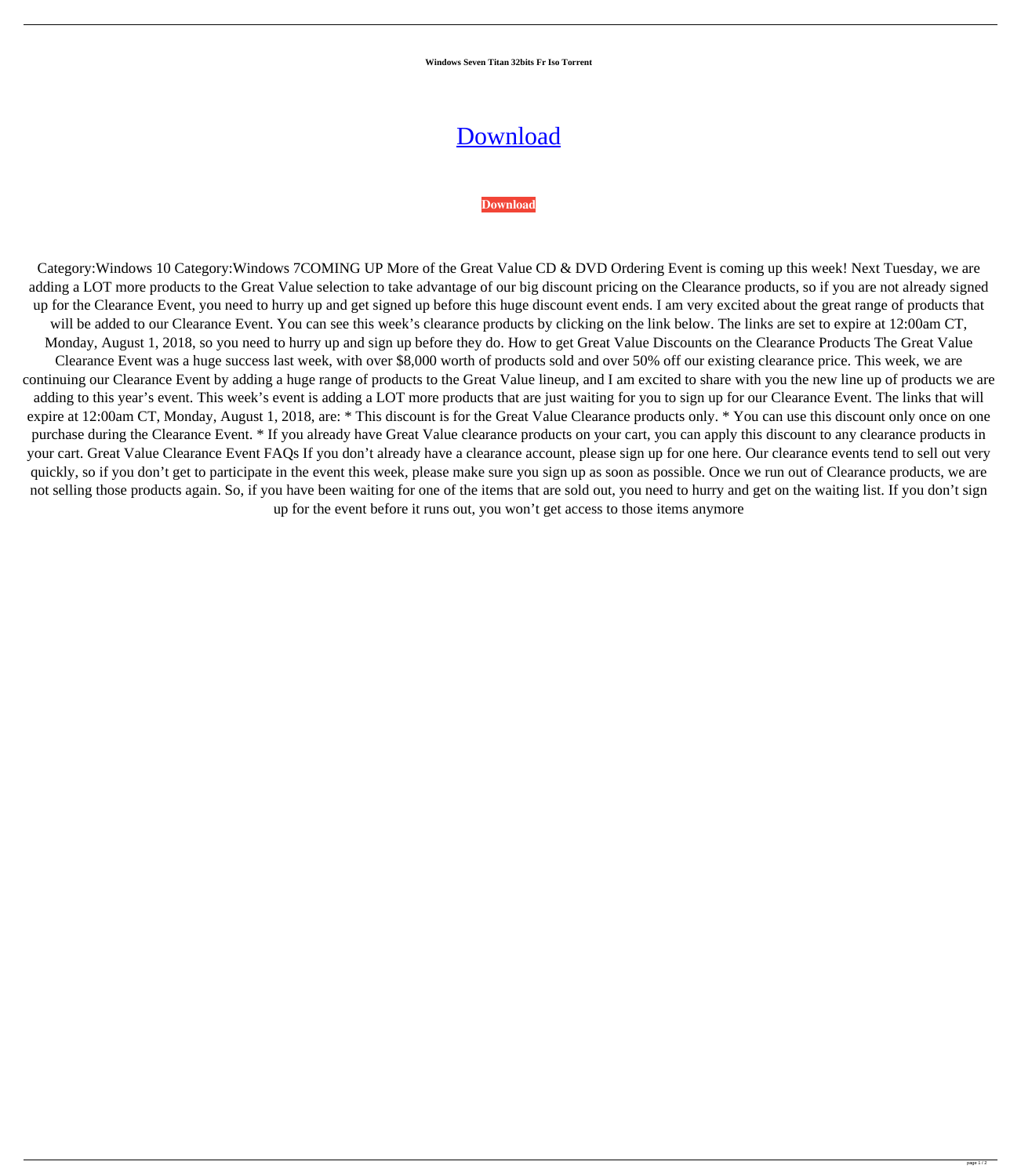**Windows Seven Titan 32bits Fr Iso Torrent**

# Download

**Download**

Category:Windows 10 Category:Windows 7COMING UP More of the Great Value CD & DVD Ordering Event is coming up this week! Next Tuesday, we are adding a LOT more products to the Great Value selection to take advantage of our big discount pricing on the Clearance products, so if you are not already signed up for the Clearance Event, you need to hurry up and get signed up before this huge discount event ends. I am very excited about the great range of products that will be added to our Clearance Event. You can see this week's clearance products by clicking on the link below. The links are set to expire at 12:00am CT, Monday, August 1, 2018, so you need to hurry up and sign up before they do. How to get Great Value Discounts on the Clearance Products The Great Value Clearance Event was a huge success last week, with over $8,000 worth of products sold and over 50% off our existing clearance price. This week, we are continuing our Clearance Event by adding a huge range of products to the Great Value lineup, and I am excited to share with you the new line up of products we are adding to this year's event. This week's event is adding a LOT more products that are just waiting for you to sign up for our Clearance Event. The links that will expire at 12:00am CT, Monday, August 1, 2018, are: * This discount is for the Great Value Clearance products only. * You can use this discount only once on one purchase during the Clearance Event. * If you already have Great Value clearance products on your cart, you can apply this discount to any clearance products in your cart. Great Value Clearance Event FAQs If you don't already have a clearance account, please sign up for one here. Our clearance events tend to sell out very quickly, so if you don't get to participate in the event this week, please make sure you sign up as soon as possible. Once we run out of Clearance products, we are not selling those products again. So, if you have been waiting for one of the items that are sold out, you need to hurry and get on the waiting list. If you don't sign up for the event before it runs out, you won't get access to those items anymore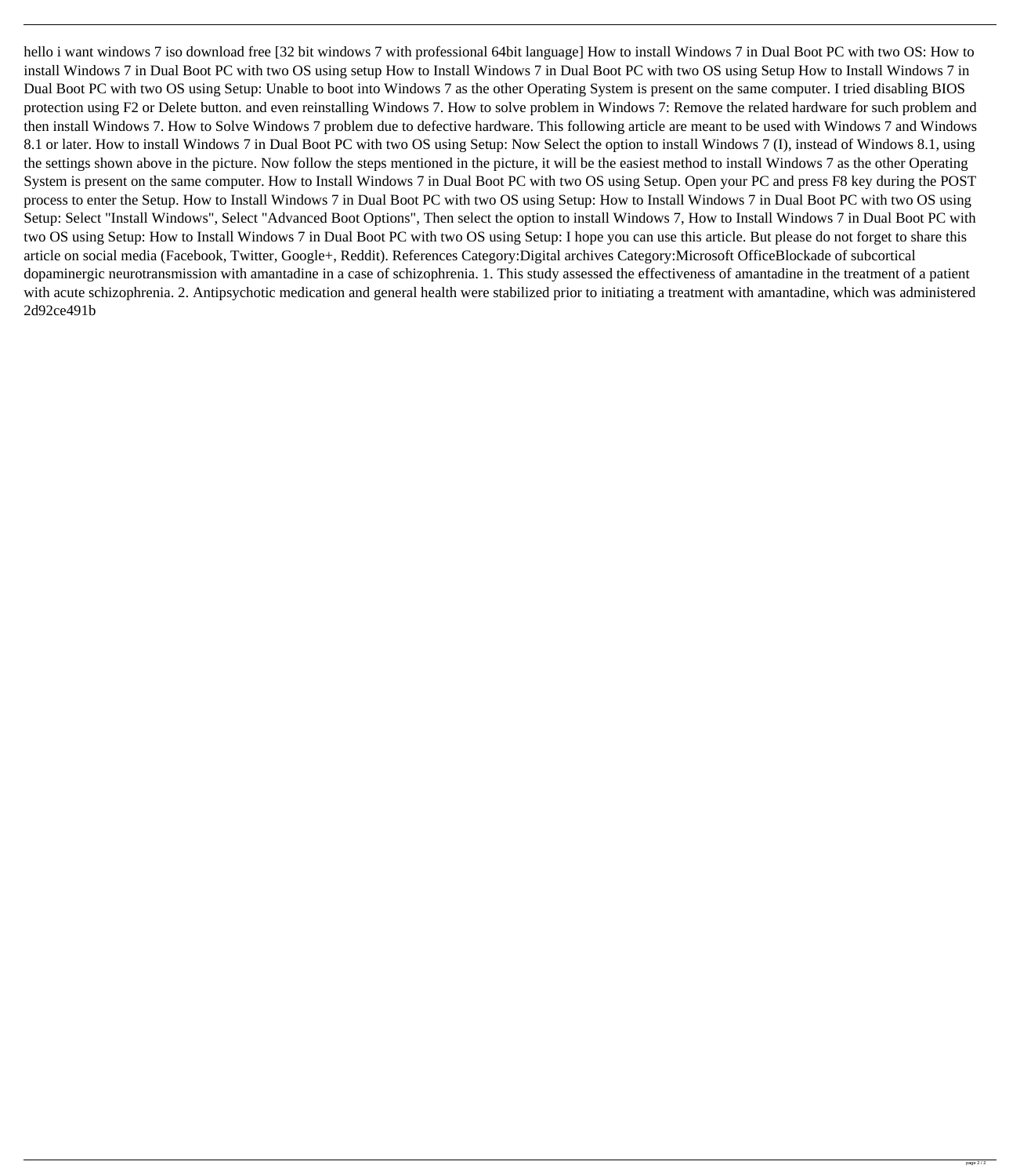hello i want windows 7 iso download free [32 bit windows 7 with professional 64bit language] How to install Windows 7 in Dual Boot PC with two OS: How to install Windows 7 in Dual Boot PC with two OS using setup How to Install Windows 7 in Dual Boot PC with two OS using Setup How to Install Windows 7 in Dual Boot PC with two OS using Setup: Unable to boot into Windows 7 as the other Operating System is present on the same computer. I tried disabling BIOS protection using F2 or Delete button. and even reinstalling Windows 7. How to solve problem in Windows 7: Remove the related hardware for such problem and then install Windows 7. How to Solve Windows 7 problem due to defective hardware. This following article are meant to be used with Windows 7 and Windows 8.1 or later. How to install Windows 7 in Dual Boot PC with two OS using Setup: Now Select the option to install Windows 7 (I), instead of Windows 8.1, using the settings shown above in the picture. Now follow the steps mentioned in the picture, it will be the easiest method to install Windows 7 as the other Operating System is present on the same computer. How to Install Windows 7 in Dual Boot PC with two OS using Setup. Open your PC and press F8 key during the POST process to enter the Setup. How to Install Windows 7 in Dual Boot PC with two OS using Setup: How to Install Windows 7 in Dual Boot PC with two OS using Setup: Select "Install Windows", Select "Advanced Boot Options", Then select the option to install Windows 7, How to Install Windows 7 in Dual Boot PC with two OS using Setup: How to Install Windows 7 in Dual Boot PC with two OS using Setup: I hope you can use this article. But please do not forget to share this article on social media (Facebook, Twitter, Google+, Reddit). References Category:Digital archives Category:Microsoft OfficeBlockade of subcortical dopaminergic neurotransmission with amantadine in a case of schizophrenia. 1. This study assessed the effectiveness of amantadine in the treatment of a patient with acute schizophrenia. 2. Antipsychotic medication and general health were stabilized prior to initiating a treatment with amantadine, which was administered 2d92ce491b